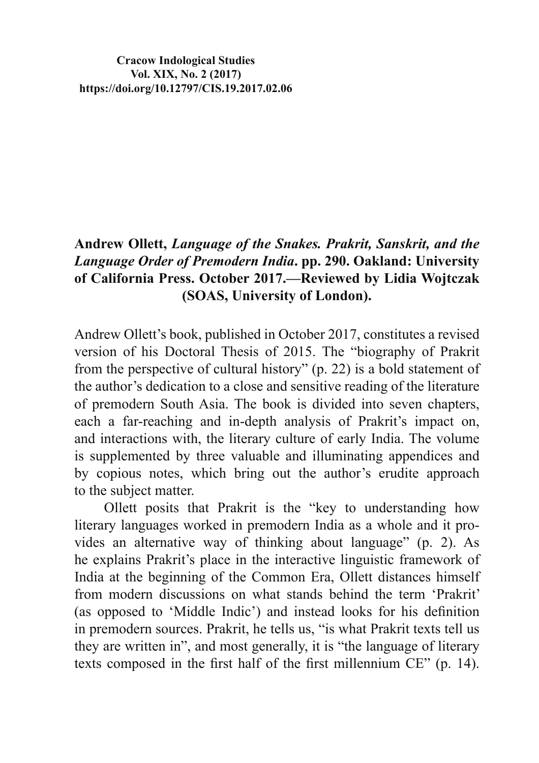Cracow Indological Studies
Vol. XIX, No. 2 (2017)
https://doi.org/10.12797/CIS.19.2017.02.06

**Andrew Ollett, *Language of the Snakes. Prakrit, Sanskrit, and the Language Order of Premodern India*. pp. 290. Oakland: University of California Press. October 2017.—Reviewed by Lidia Wojtczak (SOAS, University of London).**

Andrew Ollett's book, published in October 2017, constitutes a revised version of his Doctoral Thesis of 2015. The "biography of Prakrit from the perspective of cultural history" (p. 22) is a bold statement of the author's dedication to a close and sensitive reading of the literature of premodern South Asia. The book is divided into seven chapters, each a far-reaching and in-depth analysis of Prakrit's impact on, and interactions with, the literary culture of early India. The volume is supplemented by three valuable and illuminating appendices and by copious notes, which bring out the author's erudite approach to the subject matter.

Ollett posits that Prakrit is the "key to understanding how literary languages worked in premodern India as a whole and it provides an alternative way of thinking about language" (p. 2). As he explains Prakrit's place in the interactive linguistic framework of India at the beginning of the Common Era, Ollett distances himself from modern discussions on what stands behind the term 'Prakrit' (as opposed to 'Middle Indic') and instead looks for his definition in premodern sources. Prakrit, he tells us, "is what Prakrit texts tell us they are written in", and most generally, it is "the language of literary texts composed in the first half of the first millennium CE" (p. 14).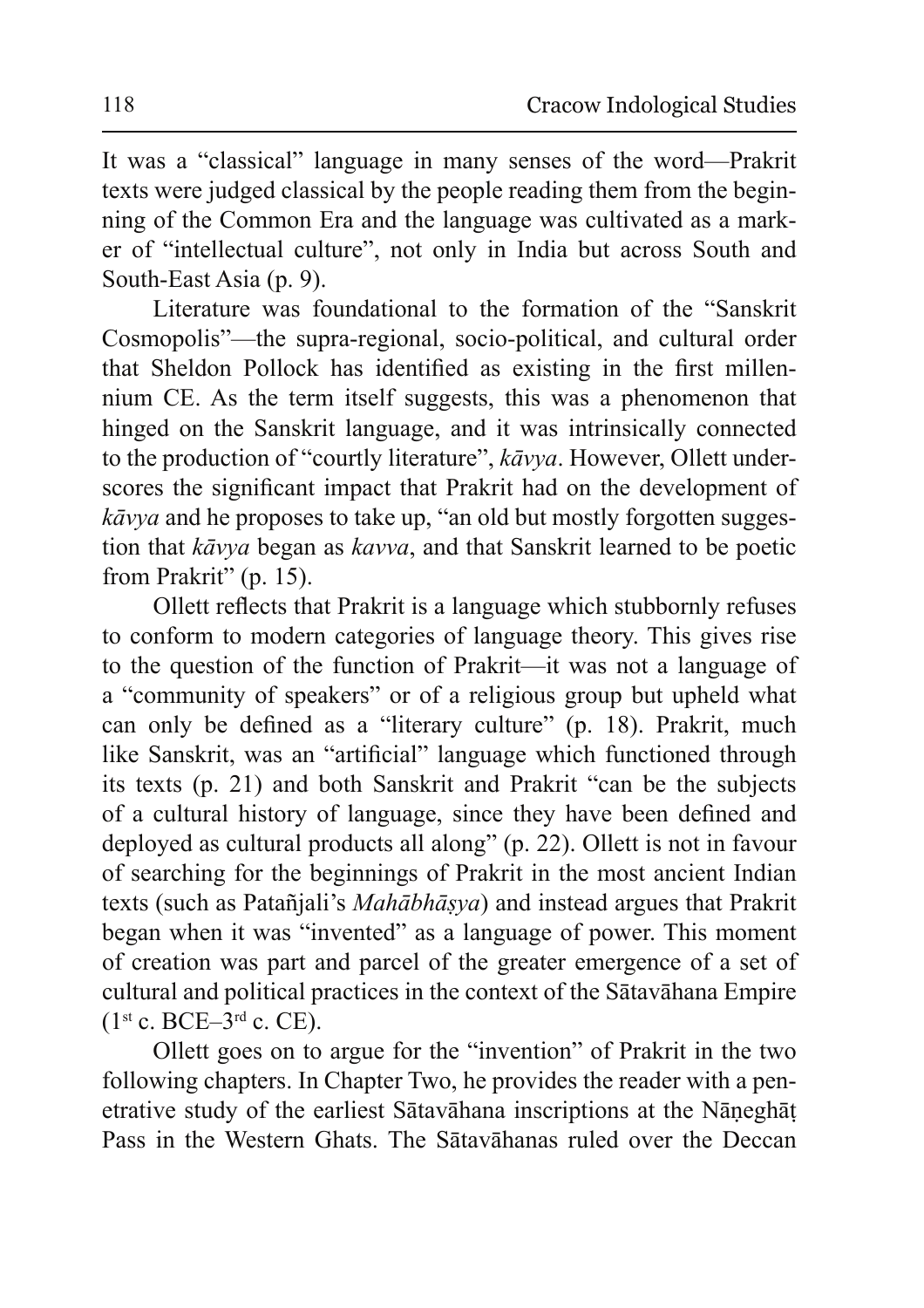It was a "classical" language in many senses of the word—Prakrit texts were judged classical by the people reading them from the beginning of the Common Era and the language was cultivated as a marker of "intellectual culture", not only in India but across South and South-East Asia (p. 9).

Literature was foundational to the formation of the "Sanskrit Cosmopolis"—the supra-regional, socio-political, and cultural order that Sheldon Pollock has identified as existing in the first millennium CE. As the term itself suggests, this was a phenomenon that hinged on the Sanskrit language, and it was intrinsically connected to the production of "courtly literature", *kāvya*. However, Ollett underscores the significant impact that Prakrit had on the development of *kāvya* and he proposes to take up, "an old but mostly forgotten suggestion that *kāvya* began as *kavva*, and that Sanskrit learned to be poetic from Prakrit" (p. 15).

Ollett reflects that Prakrit is a language which stubbornly refuses to conform to modern categories of language theory. This gives rise to the question of the function of Prakrit—it was not a language of a "community of speakers" or of a religious group but upheld what can only be defined as a "literary culture" (p. 18). Prakrit, much like Sanskrit, was an "artificial" language which functioned through its texts (p. 21) and both Sanskrit and Prakrit "can be the subjects of a cultural history of language, since they have been defined and deployed as cultural products all along" (p. 22). Ollett is not in favour of searching for the beginnings of Prakrit in the most ancient Indian texts (such as Patañjali's *Mahābhāṣya*) and instead argues that Prakrit began when it was "invented" as a language of power. This moment of creation was part and parcel of the greater emergence of a set of cultural and political practices in the context of the Sātavāhana Empire (1st c. BCE–3rd c. CE).

Ollett goes on to argue for the "invention" of Prakrit in the two following chapters. In Chapter Two, he provides the reader with a penetrative study of the earliest Sātavāhana inscriptions at the Nāṇeghāṭ Pass in the Western Ghats. The Sātavāhanas ruled over the Deccan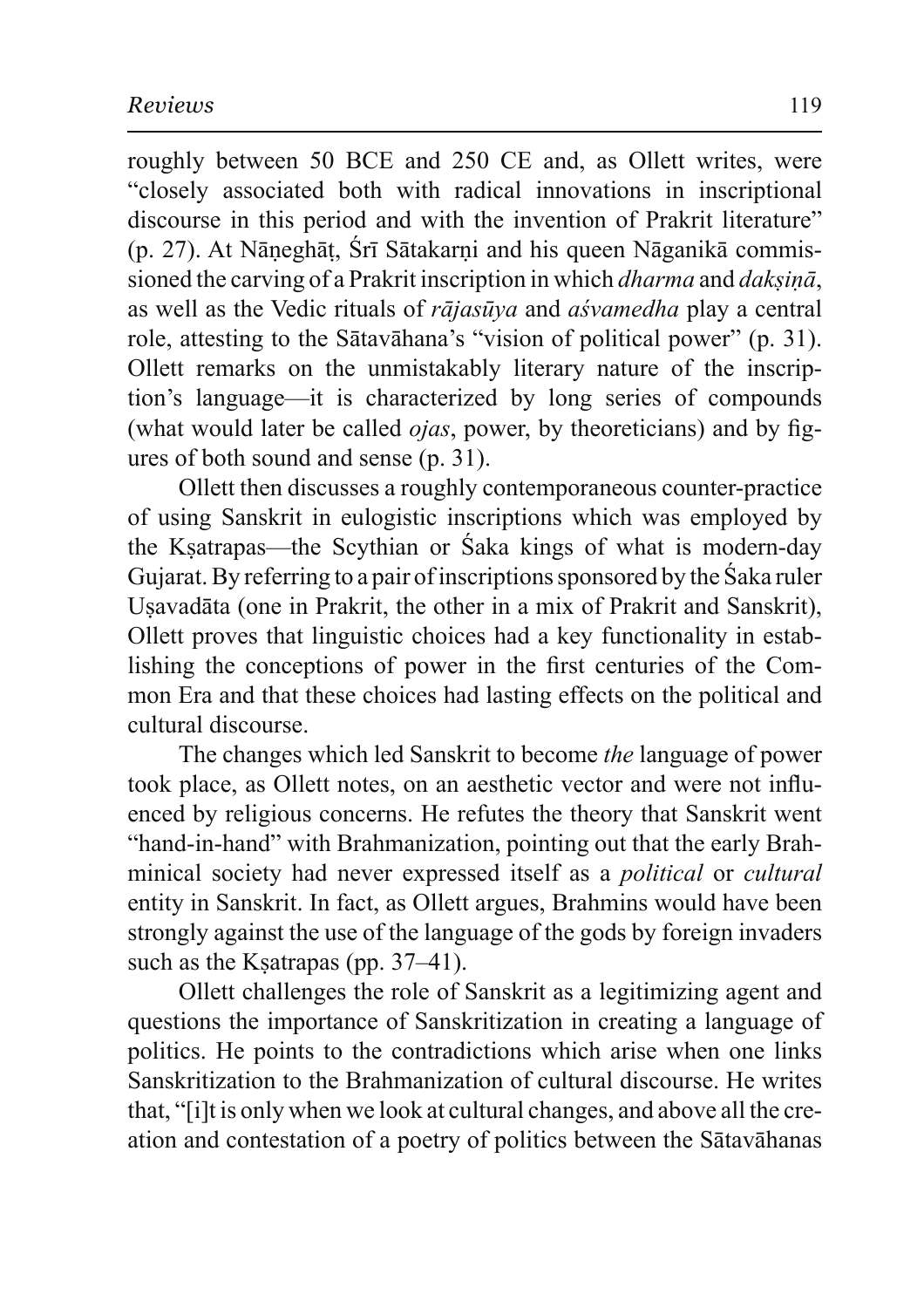roughly between 50 BCE and 250 CE and, as Ollett writes, were "closely associated both with radical innovations in inscriptional discourse in this period and with the invention of Prakrit literature" (p. 27). At Nāṇeghāṭ, Śrī Sātakarṇi and his queen Nāganikā commissioned the carving of a Prakrit inscription in which *dharma* and *dakṣiṇā*, as well as the Vedic rituals of *rājasūya* and *aśvamedha* play a central role, attesting to the Sātavāhana's "vision of political power" (p. 31). Ollett remarks on the unmistakably literary nature of the inscription's language—it is characterized by long series of compounds (what would later be called *ojas*, power, by theoreticians) and by figures of both sound and sense (p. 31).

Ollett then discusses a roughly contemporaneous counter-practice of using Sanskrit in eulogistic inscriptions which was employed by the Kṣatrapas—the Scythian or Śaka kings of what is modern-day Gujarat. By referring to a pair of inscriptions sponsored by the Śaka ruler Uṣavadāta (one in Prakrit, the other in a mix of Prakrit and Sanskrit), Ollett proves that linguistic choices had a key functionality in establishing the conceptions of power in the first centuries of the Common Era and that these choices had lasting effects on the political and cultural discourse.

The changes which led Sanskrit to become *the* language of power took place, as Ollett notes, on an aesthetic vector and were not influenced by religious concerns. He refutes the theory that Sanskrit went "hand-in-hand" with Brahmanization, pointing out that the early Brahminical society had never expressed itself as a *political* or *cultural* entity in Sanskrit. In fact, as Ollett argues, Brahmins would have been strongly against the use of the language of the gods by foreign invaders such as the Kṣatrapas (pp. 37–41).

Ollett challenges the role of Sanskrit as a legitimizing agent and questions the importance of Sanskritization in creating a language of politics. He points to the contradictions which arise when one links Sanskritization to the Brahmanization of cultural discourse. He writes that, "[i]t is only when we look at cultural changes, and above all the creation and contestation of a poetry of politics between the Sātavāhanas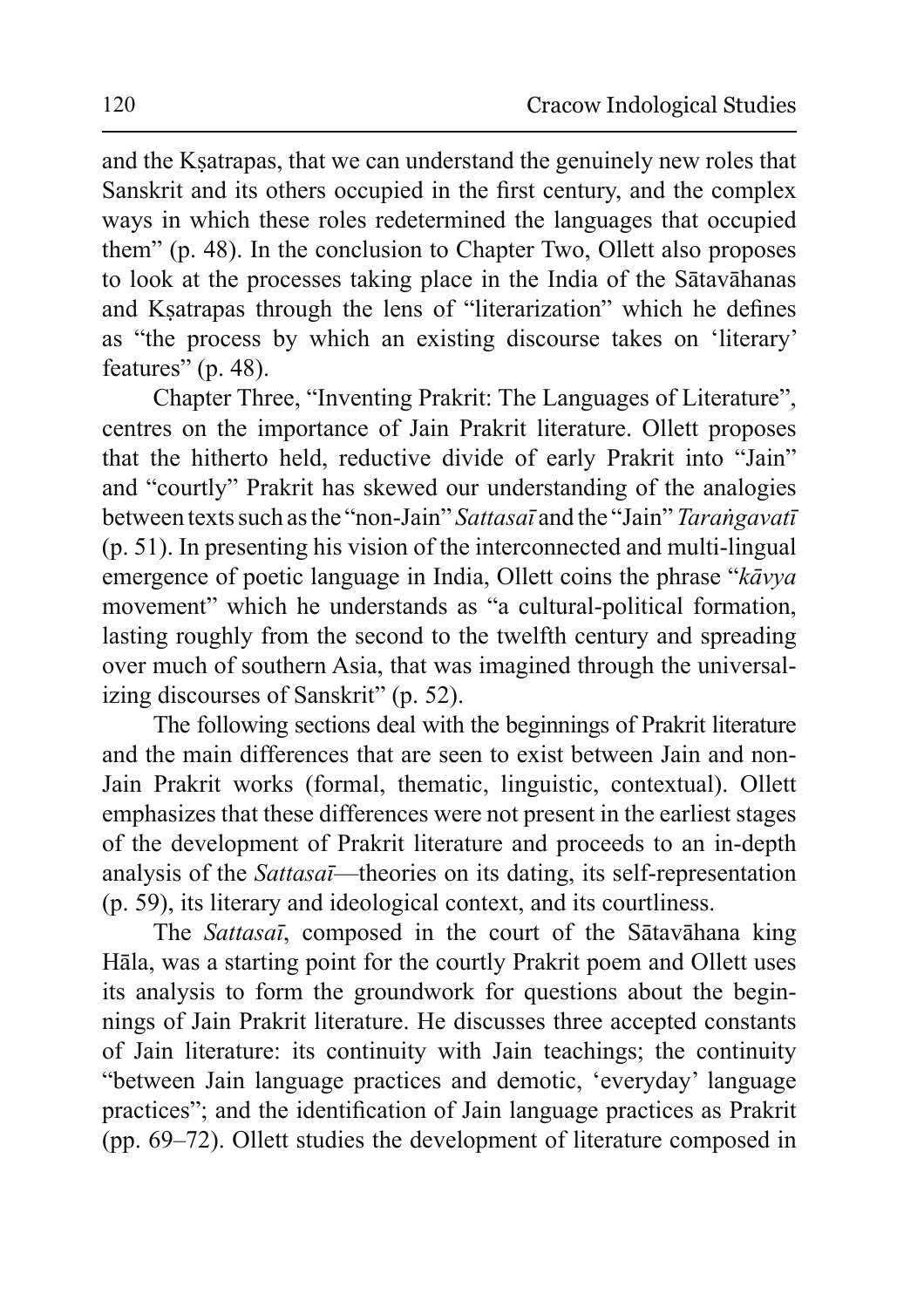and the Kṣatrapas, that we can understand the genuinely new roles that Sanskrit and its others occupied in the first century, and the complex ways in which these roles redetermined the languages that occupied them" (p. 48). In the conclusion to Chapter Two, Ollett also proposes to look at the processes taking place in the India of the Sātavāhanas and Kṣatrapas through the lens of "literarization" which he defines as "the process by which an existing discourse takes on 'literary' features" (p. 48).

Chapter Three, "Inventing Prakrit: The Languages of Literature", centres on the importance of Jain Prakrit literature. Ollett proposes that the hitherto held, reductive divide of early Prakrit into "Jain" and "courtly" Prakrit has skewed our understanding of the analogies between texts such as the "non-Jain" *Sattasaī* and the "Jain" *Taraṅgavatī* (p. 51). In presenting his vision of the interconnected and multi-lingual emergence of poetic language in India, Ollett coins the phrase "*kāvya* movement" which he understands as "a cultural-political formation, lasting roughly from the second to the twelfth century and spreading over much of southern Asia, that was imagined through the universalizing discourses of Sanskrit" (p. 52).

The following sections deal with the beginnings of Prakrit literature and the main differences that are seen to exist between Jain and non-Jain Prakrit works (formal, thematic, linguistic, contextual). Ollett emphasizes that these differences were not present in the earliest stages of the development of Prakrit literature and proceeds to an in-depth analysis of the *Sattasaī*—theories on its dating, its self-representation (p. 59), its literary and ideological context, and its courtliness.

The *Sattasaī*, composed in the court of the Sātavāhana king Hāla, was a starting point for the courtly Prakrit poem and Ollett uses its analysis to form the groundwork for questions about the beginnings of Jain Prakrit literature. He discusses three accepted constants of Jain literature: its continuity with Jain teachings; the continuity "between Jain language practices and demotic, 'everyday' language practices"; and the identification of Jain language practices as Prakrit (pp. 69–72). Ollett studies the development of literature composed in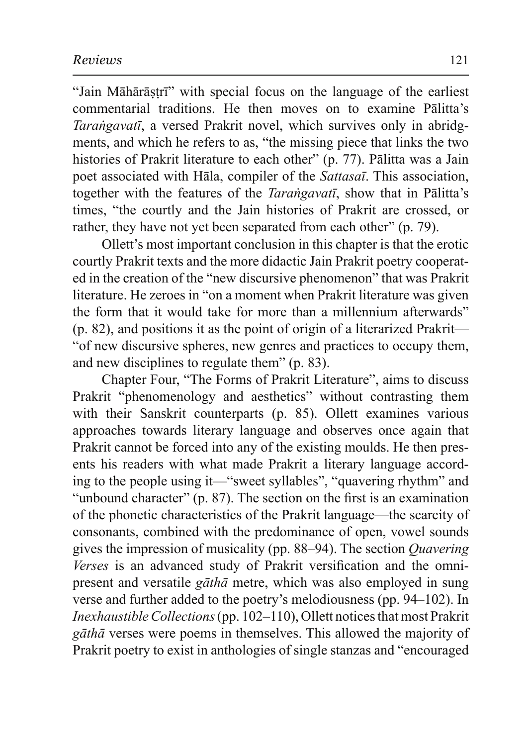"Jain Māhārāṣṭrī" with special focus on the language of the earliest commentarial traditions. He then moves on to examine Pālitta's *Taraṅgavatī*, a versed Prakrit novel, which survives only in abridgments, and which he refers to as, "the missing piece that links the two histories of Prakrit literature to each other" (p. 77). Pālitta was a Jain poet associated with Hāla, compiler of the *Sattasaī*. This association, together with the features of the *Taraṅgavatī*, show that in Pālitta's times, "the courtly and the Jain histories of Prakrit are crossed, or rather, they have not yet been separated from each other" (p. 79).

Ollett's most important conclusion in this chapter is that the erotic courtly Prakrit texts and the more didactic Jain Prakrit poetry cooperated in the creation of the "new discursive phenomenon" that was Prakrit literature. He zeroes in "on a moment when Prakrit literature was given the form that it would take for more than a millennium afterwards" (p. 82), and positions it as the point of origin of a literarized Prakrit—"of new discursive spheres, new genres and practices to occupy them, and new disciplines to regulate them" (p. 83).

Chapter Four, "The Forms of Prakrit Literature", aims to discuss Prakrit "phenomenology and aesthetics" without contrasting them with their Sanskrit counterparts (p. 85). Ollett examines various approaches towards literary language and observes once again that Prakrit cannot be forced into any of the existing moulds. He then presents his readers with what made Prakrit a literary language according to the people using it—"sweet syllables", "quavering rhythm" and "unbound character" (p. 87). The section on the first is an examination of the phonetic characteristics of the Prakrit language—the scarcity of consonants, combined with the predominance of open, vowel sounds gives the impression of musicality (pp. 88–94). The section *Quavering Verses* is an advanced study of Prakrit versification and the omnipresent and versatile *gāthā* metre, which was also employed in sung verse and further added to the poetry's melodiousness (pp. 94–102). In *Inexhaustible Collections* (pp. 102–110), Ollett notices that most Prakrit *gāthā* verses were poems in themselves. This allowed the majority of Prakrit poetry to exist in anthologies of single stanzas and "encouraged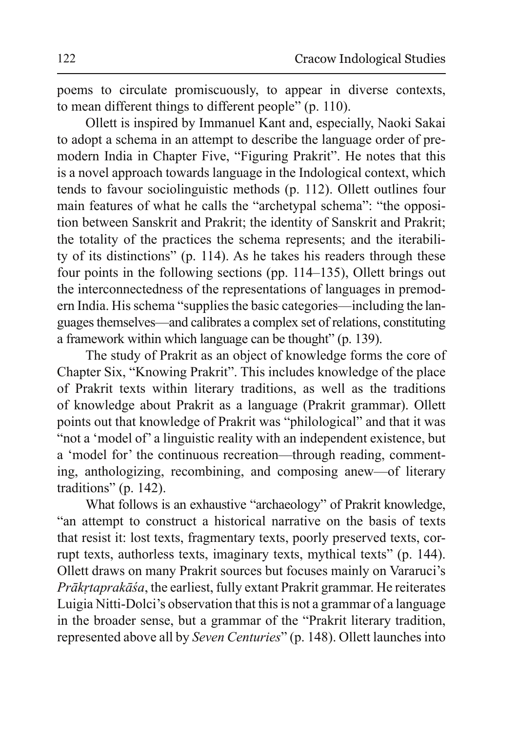poems to circulate promiscuously, to appear in diverse contexts, to mean different things to different people" (p. 110).

Ollett is inspired by Immanuel Kant and, especially, Naoki Sakai to adopt a schema in an attempt to describe the language order of premodern India in Chapter Five, "Figuring Prakrit". He notes that this is a novel approach towards language in the Indological context, which tends to favour sociolinguistic methods (p. 112). Ollett outlines four main features of what he calls the "archetypal schema": "the opposition between Sanskrit and Prakrit; the identity of Sanskrit and Prakrit; the totality of the practices the schema represents; and the iterability of its distinctions" (p. 114). As he takes his readers through these four points in the following sections (pp. 114–135), Ollett brings out the interconnectedness of the representations of languages in premodern India. His schema "supplies the basic categories—including the languages themselves—and calibrates a complex set of relations, constituting a framework within which language can be thought" (p. 139).

The study of Prakrit as an object of knowledge forms the core of Chapter Six, "Knowing Prakrit". This includes knowledge of the place of Prakrit texts within literary traditions, as well as the traditions of knowledge about Prakrit as a language (Prakrit grammar). Ollett points out that knowledge of Prakrit was "philological" and that it was "not a 'model of' a linguistic reality with an independent existence, but a 'model for' the continuous recreation—through reading, commenting, anthologizing, recombining, and composing anew—of literary traditions" (p. 142).

What follows is an exhaustive "archaeology" of Prakrit knowledge, "an attempt to construct a historical narrative on the basis of texts that resist it: lost texts, fragmentary texts, poorly preserved texts, corrupt texts, authorless texts, imaginary texts, mythical texts" (p. 144). Ollett draws on many Prakrit sources but focuses mainly on Vararuci's *Prākṛtaprakāśa*, the earliest, fully extant Prakrit grammar. He reiterates Luigia Nitti-Dolci's observation that this is not a grammar of a language in the broader sense, but a grammar of the "Prakrit literary tradition, represented above all by *Seven Centuries*" (p. 148). Ollett launches into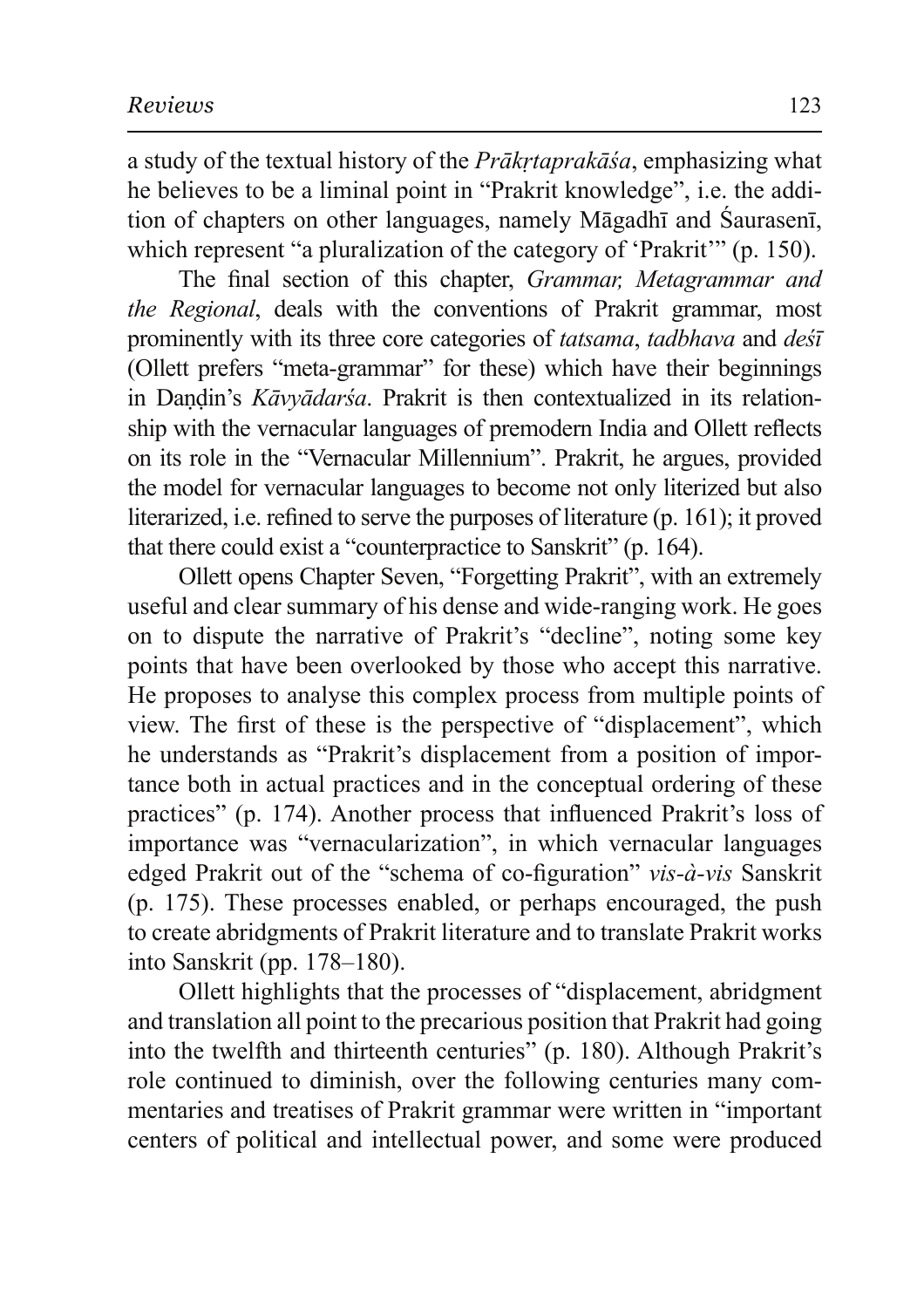a study of the textual history of the *Prākṛtaprakāśa*, emphasizing what he believes to be a liminal point in "Prakrit knowledge", i.e. the addition of chapters on other languages, namely Māgadhī and Śaurasenī, which represent "a pluralization of the category of 'Prakrit'" (p. 150).

The final section of this chapter, *Grammar, Metagrammar and the Regional*, deals with the conventions of Prakrit grammar, most prominently with its three core categories of *tatsama*, *tadbhava* and *deśī* (Ollett prefers "meta-grammar" for these) which have their beginnings in Daṇḍin's *Kāvyādarśa*. Prakrit is then contextualized in its relationship with the vernacular languages of premodern India and Ollett reflects on its role in the "Vernacular Millennium". Prakrit, he argues, provided the model for vernacular languages to become not only literized but also literarized, i.e. refined to serve the purposes of literature (p. 161); it proved that there could exist a "counterpractice to Sanskrit" (p. 164).

Ollett opens Chapter Seven, "Forgetting Prakrit", with an extremely useful and clear summary of his dense and wide-ranging work. He goes on to dispute the narrative of Prakrit's "decline", noting some key points that have been overlooked by those who accept this narrative. He proposes to analyse this complex process from multiple points of view. The first of these is the perspective of "displacement", which he understands as "Prakrit's displacement from a position of importance both in actual practices and in the conceptual ordering of these practices" (p. 174). Another process that influenced Prakrit's loss of importance was "vernacularization", in which vernacular languages edged Prakrit out of the "schema of co-figuration" *vis-à-vis* Sanskrit (p. 175). These processes enabled, or perhaps encouraged, the push to create abridgments of Prakrit literature and to translate Prakrit works into Sanskrit (pp. 178–180).

Ollett highlights that the processes of "displacement, abridgment and translation all point to the precarious position that Prakrit had going into the twelfth and thirteenth centuries" (p. 180). Although Prakrit's role continued to diminish, over the following centuries many commentaries and treatises of Prakrit grammar were written in "important centers of political and intellectual power, and some were produced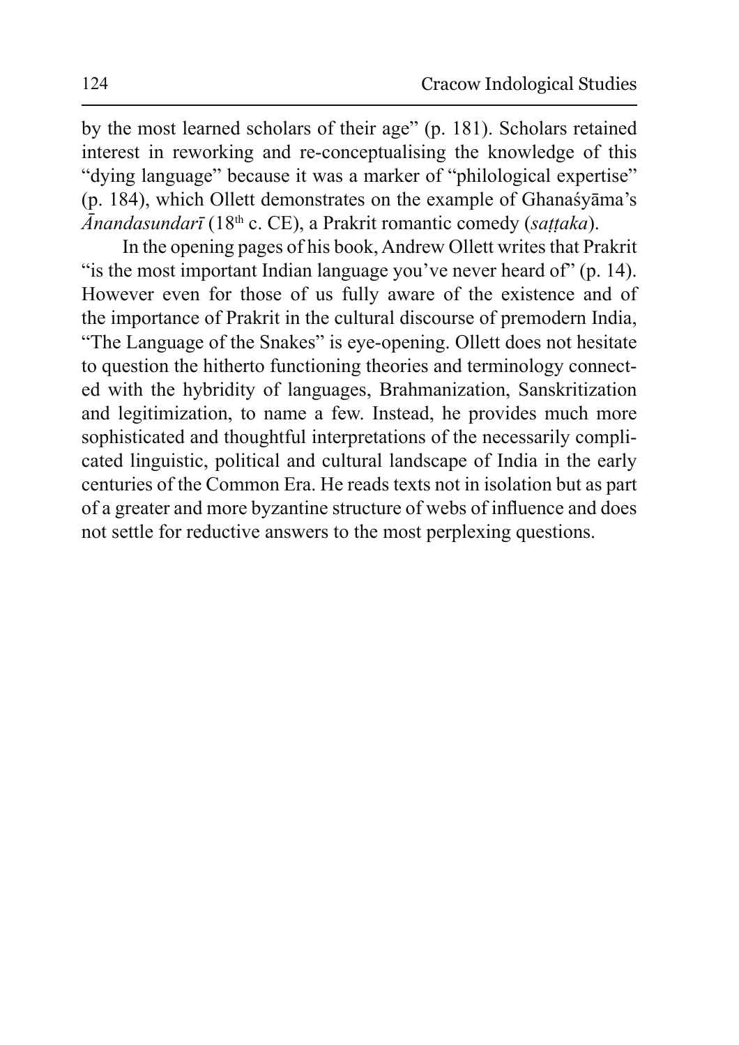by the most learned scholars of their age" (p. 181). Scholars retained interest in reworking and re-conceptualising the knowledge of this "dying language" because it was a marker of "philological expertise" (p. 184), which Ollett demonstrates on the example of Ghanaśyāma's *Ānandasundarī* (18th c. CE), a Prakrit romantic comedy (*saṭṭaka*).

In the opening pages of his book, Andrew Ollett writes that Prakrit "is the most important Indian language you've never heard of" (p. 14). However even for those of us fully aware of the existence and of the importance of Prakrit in the cultural discourse of premodern India, "The Language of the Snakes" is eye-opening. Ollett does not hesitate to question the hitherto functioning theories and terminology connected with the hybridity of languages, Brahmanization, Sanskritization and legitimization, to name a few. Instead, he provides much more sophisticated and thoughtful interpretations of the necessarily complicated linguistic, political and cultural landscape of India in the early centuries of the Common Era. He reads texts not in isolation but as part of a greater and more byzantine structure of webs of influence and does not settle for reductive answers to the most perplexing questions.